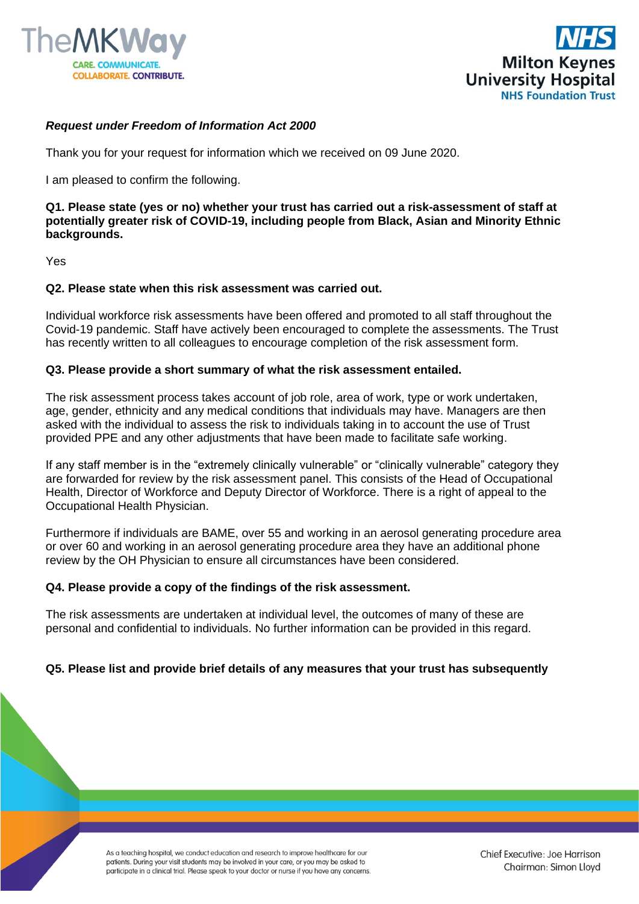***Request under Freedom of Information Act 2000***

Thank you for your request for information which we received on 09 June 2020.

I am pleased to confirm the following.

**Q1. Please state (yes or no) whether your trust has carried out a risk-assessment of staff at potentially greater risk of COVID-19, including people from Black, Asian and Minority Ethnic backgrounds.**

Yes

**Q2. Please state when this risk assessment was carried out.**

Individual workforce risk assessments have been offered and promoted to all staff throughout the Covid-19 pandemic. Staff have actively been encouraged to complete the assessments. The Trust has recently written to all colleagues to encourage completion of the risk assessment form.

**Q3. Please provide a short summary of what the risk assessment entailed.**

The risk assessment process takes account of job role, area of work, type or work undertaken, age, gender, ethnicity and any medical conditions that individuals may have. Managers are then asked with the individual to assess the risk to individuals taking in to account the use of Trust provided PPE and any other adjustments that have been made to facilitate safe working.

If any staff member is in the "extremely clinically vulnerable" or "clinically vulnerable" category they are forwarded for review by the risk assessment panel. This consists of the Head of Occupational Health, Director of Workforce and Deputy Director of Workforce. There is a right of appeal to the Occupational Health Physician.

Furthermore if individuals are BAME, over 55 and working in an aerosol generating procedure area or over 60 and working in an aerosol generating procedure area they have an additional phone review by the OH Physician to ensure all circumstances have been considered.

**Q4. Please provide a copy of the findings of the risk assessment.**

The risk assessments are undertaken at individual level, the outcomes of many of these are personal and confidential to individuals. No further information can be provided in this regard.

**Q5. Please list and provide brief details of any measures that your trust has subsequently**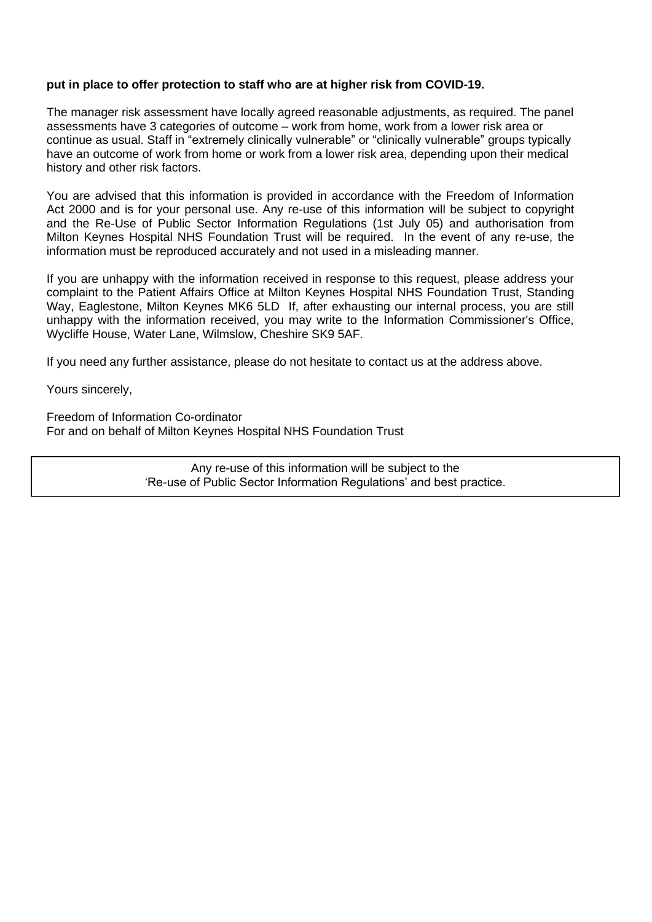**put in place to offer protection to staff who are at higher risk from COVID-19.**

The manager risk assessment have locally agreed reasonable adjustments, as required. The panel assessments have 3 categories of outcome – work from home, work from a lower risk area or continue as usual. Staff in "extremely clinically vulnerable" or "clinically vulnerable" groups typically have an outcome of work from home or work from a lower risk area, depending upon their medical history and other risk factors.

You are advised that this information is provided in accordance with the Freedom of Information Act 2000 and is for your personal use. Any re-use of this information will be subject to copyright and the Re-Use of Public Sector Information Regulations (1st July 05) and authorisation from Milton Keynes Hospital NHS Foundation Trust will be required. In the event of any re-use, the information must be reproduced accurately and not used in a misleading manner.

If you are unhappy with the information received in response to this request, please address your complaint to the Patient Affairs Office at Milton Keynes Hospital NHS Foundation Trust, Standing Way, Eaglestone, Milton Keynes MK6 5LD If, after exhausting our internal process, you are still unhappy with the information received, you may write to the Information Commissioner's Office, Wycliffe House, Water Lane, Wilmslow, Cheshire SK9 5AF.

If you need any further assistance, please do not hesitate to contact us at the address above.

Yours sincerely,

Freedom of Information Co-ordinator
For and on behalf of Milton Keynes Hospital NHS Foundation Trust

Any re-use of this information will be subject to the
'Re-use of Public Sector Information Regulations' and best practice.